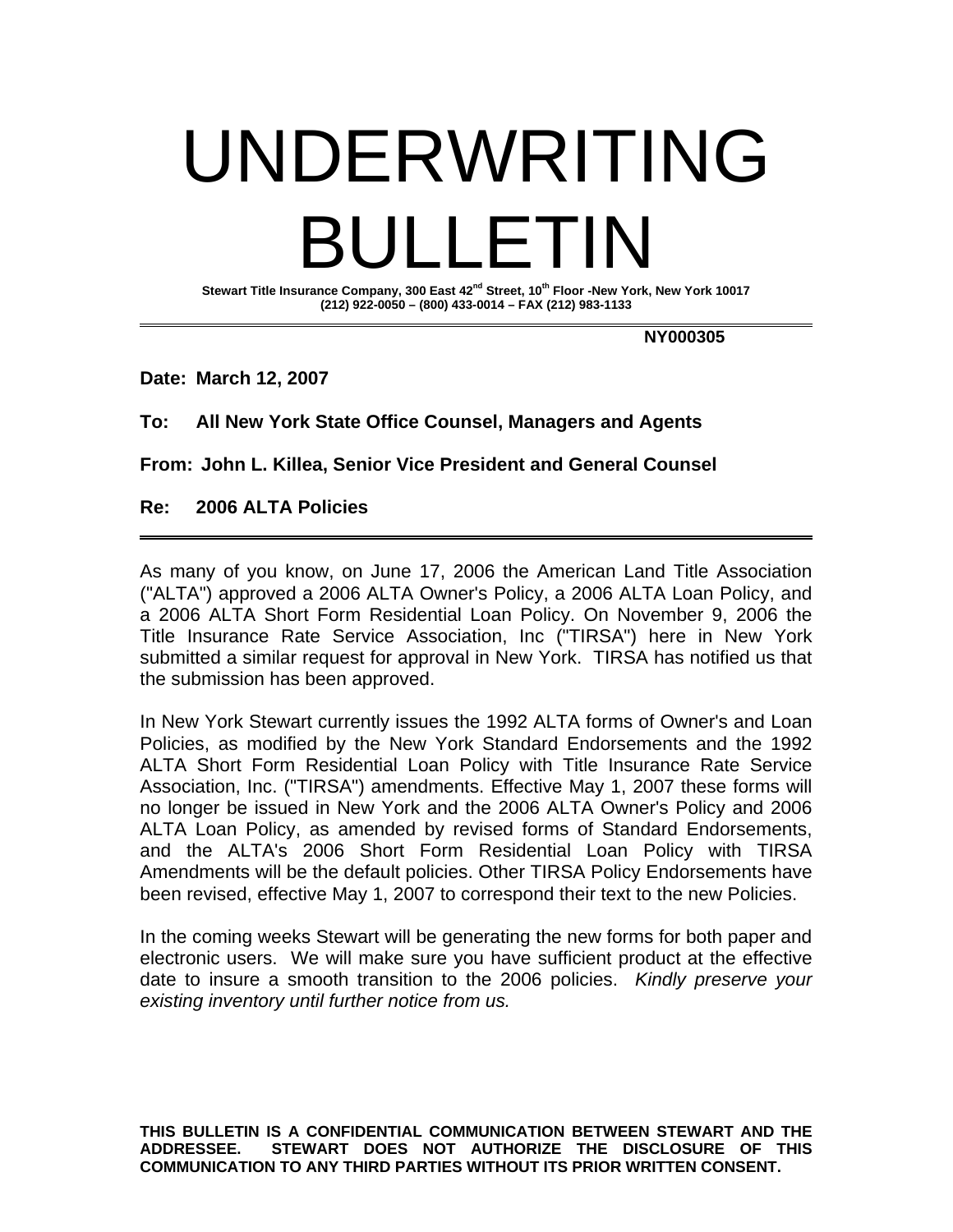# UNDERWRITING BULLETIN

**Stewart Title Insurance Company, 300 East 42nd Street, 10th Floor -New York, New York 10017**
**(212) 922-0050 – (800) 433-0014 – FAX (212) 983-1133**

---

**NY000305**

**Date: March 12, 2007**

**To: All New York State Office Counsel, Managers and Agents**

**From: John L. Killea, Senior Vice President and General Counsel**

**Re: 2006 ALTA Policies**

---

As many of you know, on June 17, 2006 the American Land Title Association ("ALTA") approved a 2006 ALTA Owner's Policy, a 2006 ALTA Loan Policy, and a 2006 ALTA Short Form Residential Loan Policy. On November 9, 2006 the Title Insurance Rate Service Association, Inc ("TIRSA") here in New York submitted a similar request for approval in New York. TIRSA has notified us that the submission has been approved.

In New York Stewart currently issues the 1992 ALTA forms of Owner's and Loan Policies, as modified by the New York Standard Endorsements and the 1992 ALTA Short Form Residential Loan Policy with Title Insurance Rate Service Association, Inc. ("TIRSA") amendments. Effective May 1, 2007 these forms will no longer be issued in New York and the 2006 ALTA Owner's Policy and 2006 ALTA Loan Policy, as amended by revised forms of Standard Endorsements, and the ALTA's 2006 Short Form Residential Loan Policy with TIRSA Amendments will be the default policies. Other TIRSA Policy Endorsements have been revised, effective May 1, 2007 to correspond their text to the new Policies.

In the coming weeks Stewart will be generating the new forms for both paper and electronic users. We will make sure you have sufficient product at the effective date to insure a smooth transition to the 2006 policies. *Kindly preserve your existing inventory until further notice from us.*

**THIS BULLETIN IS A CONFIDENTIAL COMMUNICATION BETWEEN STEWART AND THE ADDRESSEE. STEWART DOES NOT AUTHORIZE THE DISCLOSURE OF THIS COMMUNICATION TO ANY THIRD PARTIES WITHOUT ITS PRIOR WRITTEN CONSENT.**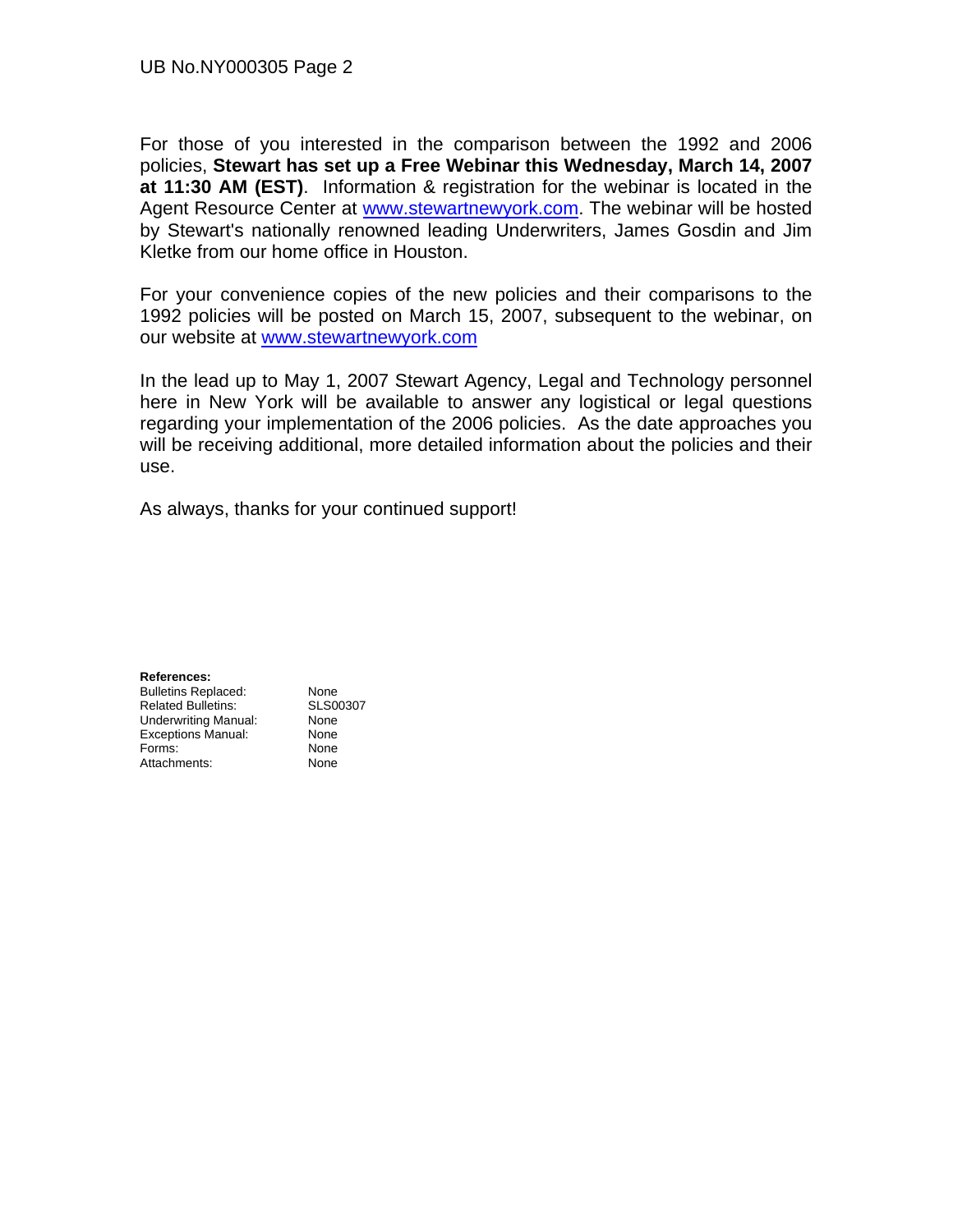For those of you interested in the comparison between the 1992 and 2006 policies, **Stewart has set up a Free Webinar this Wednesday, March 14, 2007 at 11:30 AM (EST)**. Information & registration for the webinar is located in the Agent Resource Center at www.stewartnewyork.com. The webinar will be hosted by Stewart's nationally renowned leading Underwriters, James Gosdin and Jim Kletke from our home office in Houston.

For your convenience copies of the new policies and their comparisons to the 1992 policies will be posted on March 15, 2007, subsequent to the webinar, on our website at www.stewartnewyork.com

In the lead up to May 1, 2007 Stewart Agency, Legal and Technology personnel here in New York will be available to answer any logistical or legal questions regarding your implementation of the 2006 policies. As the date approaches you will be receiving additional, more detailed information about the policies and their use.

As always, thanks for your continued support!

**References:**

| | |
|---|---|
| Bulletins Replaced: | None |
| Related Bulletins: | SLS00307 |
| Underwriting Manual: | None |
| Exceptions Manual: | None |
| Forms: | None |
| Attachments: | None |